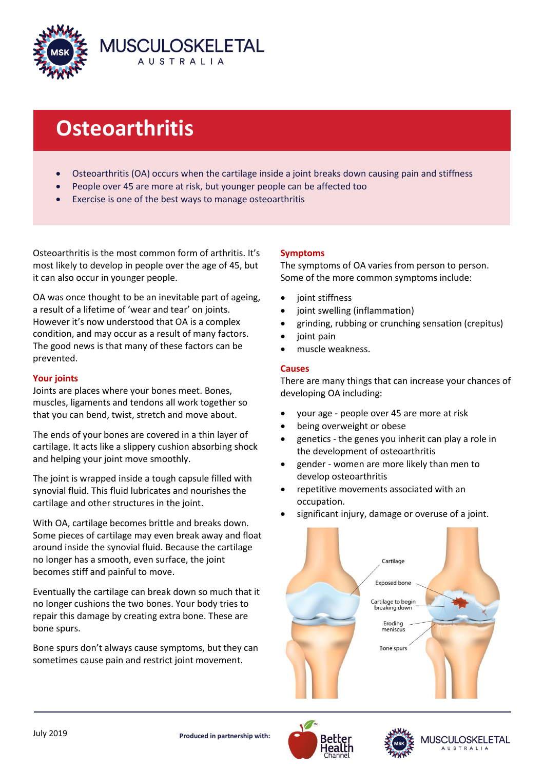# Osteoarthritis

- Osteoarthritis (OA) occurs when the cartilage inside a joint breaks down causing pain and stiffness
- People over 45 are more at risk, but younger people can be affected too
- Exercise is one of the best ways to manage osteoarthritis

Osteoarthritis is the most common form of arthritis. It's most likely to develop in people over the age of 45, but it can also occur in younger people.

OA was once thought to be an inevitable part of ageing, a result of a lifetime of 'wear and tear' on joints. However it's now understood that OA is a complex condition, and may occur as a result of many factors. The good news is that many of these factors can be prevented.

## Your joints

Joints are places where your bones meet. Bones, muscles, ligaments and tendons all work together so that you can bend, twist, stretch and move about.

The ends of your bones are covered in a thin layer of cartilage. It acts like a slippery cushion absorbing shock and helping your joint move smoothly.

The joint is wrapped inside a tough capsule filled with synovial fluid. This fluid lubricates and nourishes the cartilage and other structures in the joint.

With OA, cartilage becomes brittle and breaks down. Some pieces of cartilage may even break away and float around inside the synovial fluid. Because the cartilage no longer has a smooth, even surface, the joint becomes stiff and painful to move.

Eventually the cartilage can break down so much that it no longer cushions the two bones. Your body tries to repair this damage by creating extra bone. These are bone spurs.

Bone spurs don't always cause symptoms, but they can sometimes cause pain and restrict joint movement.

## Symptoms

The symptoms of OA varies from person to person. Some of the more common symptoms include:

- joint stiffness
- joint swelling (inflammation)
- grinding, rubbing or crunching sensation (crepitus)
- joint pain
- muscle weakness.

## Causes

There are many things that can increase your chances of developing OA including:

- your age - people over 45 are more at risk
- being overweight or obese
- genetics - the genes you inherit can play a role in the development of osteoarthritis
- gender - women are more likely than men to develop osteoarthritis
- repetitive movements associated with an occupation.
- significant injury, damage or overuse of a joint.

Cartilage
Exposed bone
Cartilage to begin breaking down
Eroding meniscus
Bone spurs

July 2019

**Produced in partnership with:**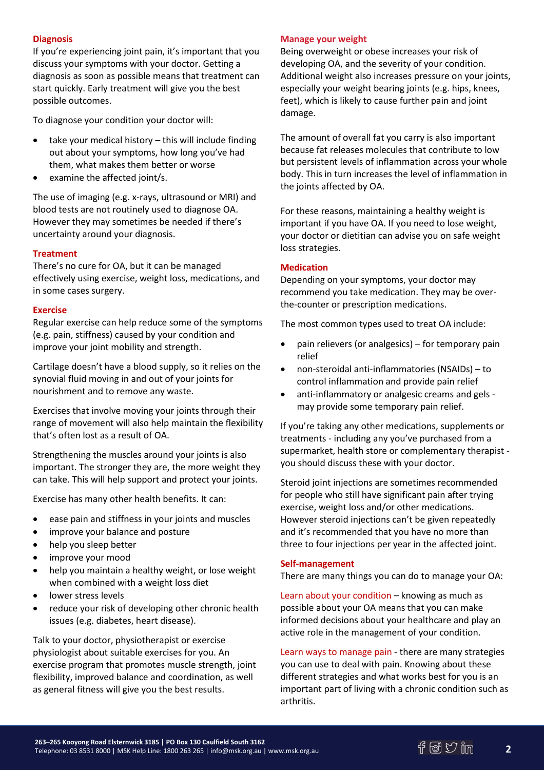## Diagnosis

If you're experiencing joint pain, it's important that you discuss your symptoms with your doctor. Getting a diagnosis as soon as possible means that treatment can start quickly. Early treatment will give you the best possible outcomes.

To diagnose your condition your doctor will:

- take your medical history – this will include finding out about your symptoms, how long you've had them, what makes them better or worse
- examine the affected joint/s.

The use of imaging (e.g. x-rays, ultrasound or MRI) and blood tests are not routinely used to diagnose OA. However they may sometimes be needed if there's uncertainty around your diagnosis.

## Treatment

There's no cure for OA, but it can be managed effectively using exercise, weight loss, medications, and in some cases surgery.

### Exercise

Regular exercise can help reduce some of the symptoms (e.g. pain, stiffness) caused by your condition and improve your joint mobility and strength.

Cartilage doesn't have a blood supply, so it relies on the synovial fluid moving in and out of your joints for nourishment and to remove any waste.

Exercises that involve moving your joints through their range of movement will also help maintain the flexibility that's often lost as a result of OA.

Strengthening the muscles around your joints is also important. The stronger they are, the more weight they can take. This will help support and protect your joints.

Exercise has many other health benefits. It can:

- ease pain and stiffness in your joints and muscles
- improve your balance and posture
- help you sleep better
- improve your mood
- help you maintain a healthy weight, or lose weight when combined with a weight loss diet
- lower stress levels
- reduce your risk of developing other chronic health issues (e.g. diabetes, heart disease).

Talk to your doctor, physiotherapist or exercise physiologist about suitable exercises for you. An exercise program that promotes muscle strength, joint flexibility, improved balance and coordination, as well as general fitness will give you the best results.

### Manage your weight

Being overweight or obese increases your risk of developing OA, and the severity of your condition. Additional weight also increases pressure on your joints, especially your weight bearing joints (e.g. hips, knees, feet), which is likely to cause further pain and joint damage.

The amount of overall fat you carry is also important because fat releases molecules that contribute to low but persistent levels of inflammation across your whole body. This in turn increases the level of inflammation in the joints affected by OA.

For these reasons, maintaining a healthy weight is important if you have OA. If you need to lose weight, your doctor or dietitian can advise you on safe weight loss strategies.

### Medication

Depending on your symptoms, your doctor may recommend you take medication. They may be over-the-counter or prescription medications.

The most common types used to treat OA include:

- pain relievers (or analgesics) – for temporary pain relief
- non-steroidal anti-inflammatories (NSAIDs) – to control inflammation and provide pain relief
- anti-inflammatory or analgesic creams and gels - may provide some temporary pain relief.

If you're taking any other medications, supplements or treatments - including any you've purchased from a supermarket, health store or complementary therapist - you should discuss these with your doctor.

Steroid joint injections are sometimes recommended for people who still have significant pain after trying exercise, weight loss and/or other medications. However steroid injections can't be given repeatedly and it's recommended that you have no more than three to four injections per year in the affected joint.

### Self-management

There are many things you can do to manage your OA:

Learn about your condition – knowing as much as possible about your OA means that you can make informed decisions about your healthcare and play an active role in the management of your condition.

Learn ways to manage pain - there are many strategies you can use to deal with pain. Knowing about these different strategies and what works best for you is an important part of living with a chronic condition such as arthritis.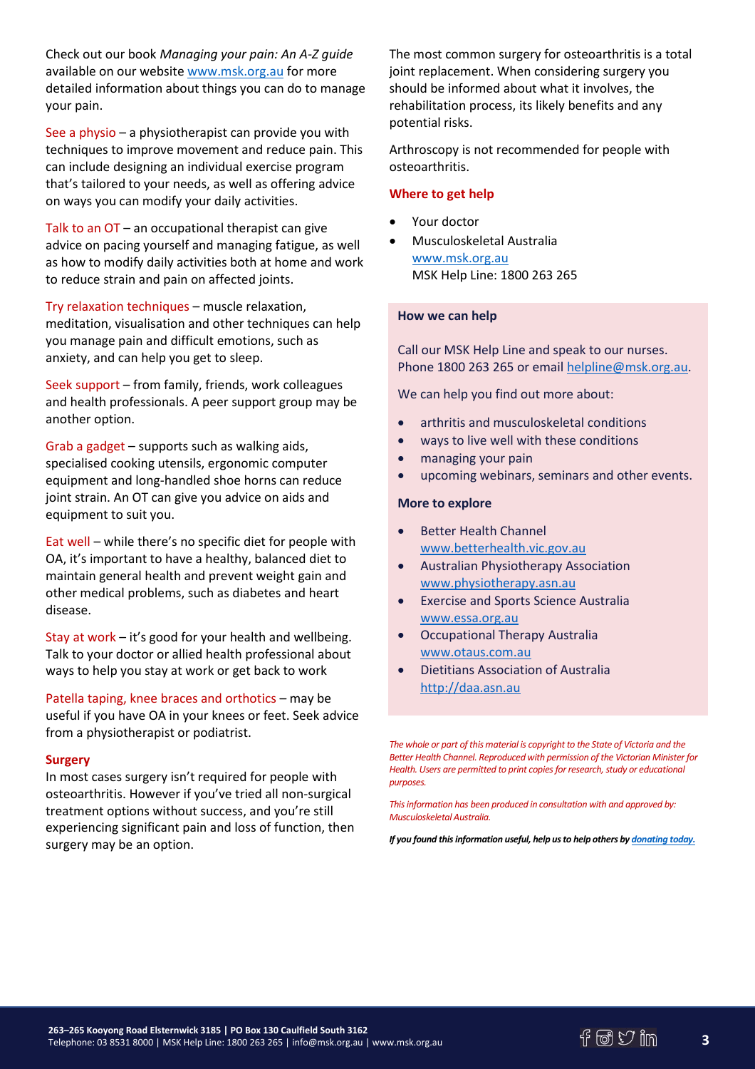Check out our book *Managing your pain: An A-Z guide* available on our website www.msk.org.au for more detailed information about things you can do to manage your pain.

See a physio – a physiotherapist can provide you with techniques to improve movement and reduce pain. This can include designing an individual exercise program that's tailored to your needs, as well as offering advice on ways you can modify your daily activities.

Talk to an OT – an occupational therapist can give advice on pacing yourself and managing fatigue, as well as how to modify daily activities both at home and work to reduce strain and pain on affected joints.

Try relaxation techniques – muscle relaxation, meditation, visualisation and other techniques can help you manage pain and difficult emotions, such as anxiety, and can help you get to sleep.

Seek support – from family, friends, work colleagues and health professionals. A peer support group may be another option.

Grab a gadget – supports such as walking aids, specialised cooking utensils, ergonomic computer equipment and long-handled shoe horns can reduce joint strain. An OT can give you advice on aids and equipment to suit you.

Eat well – while there's no specific diet for people with OA, it's important to have a healthy, balanced diet to maintain general health and prevent weight gain and other medical problems, such as diabetes and heart disease.

Stay at work – it's good for your health and wellbeing. Talk to your doctor or allied health professional about ways to help you stay at work or get back to work

Patella taping, knee braces and orthotics – may be useful if you have OA in your knees or feet. Seek advice from a physiotherapist or podiatrist.

### Surgery

In most cases surgery isn't required for people with osteoarthritis. However if you've tried all non-surgical treatment options without success, and you're still experiencing significant pain and loss of function, then surgery may be an option.

The most common surgery for osteoarthritis is a total joint replacement. When considering surgery you should be informed about what it involves, the rehabilitation process, its likely benefits and any potential risks.

Arthroscopy is not recommended for people with osteoarthritis.

### Where to get help

- Your doctor
- Musculoskeletal Australia  
  www.msk.org.au  
  MSK Help Line: 1800 263 265

### How we can help

Call our MSK Help Line and speak to our nurses.
Phone 1800 263 265 or email helpline@msk.org.au.

We can help you find out more about:

- arthritis and musculoskeletal conditions
- ways to live well with these conditions
- managing your pain
- upcoming webinars, seminars and other events.

### More to explore

- Better Health Channel  
  www.betterhealth.vic.gov.au
- Australian Physiotherapy Association  
  www.physiotherapy.asn.au
- Exercise and Sports Science Australia  
  www.essa.org.au
- Occupational Therapy Australia  
  www.otaus.com.au
- Dietitians Association of Australia  
  http://daa.asn.au

*The whole or part of this material is copyright to the State of Victoria and the Better Health Channel. Reproduced with permission of the Victorian Minister for Health. Users are permitted to print copies for research, study or educational purposes.*

*This information has been produced in consultation with and approved by: Musculoskeletal Australia.*

***If you found this information useful, help us to help others by donating today.***

**263–265 Kooyong Road Elsternwick 3185 | PO Box 130 Caulfield South 3162**
Telephone: 03 8531 8000 | MSK Help Line: 1800 263 265 | info@msk.org.au | www.msk.org.au